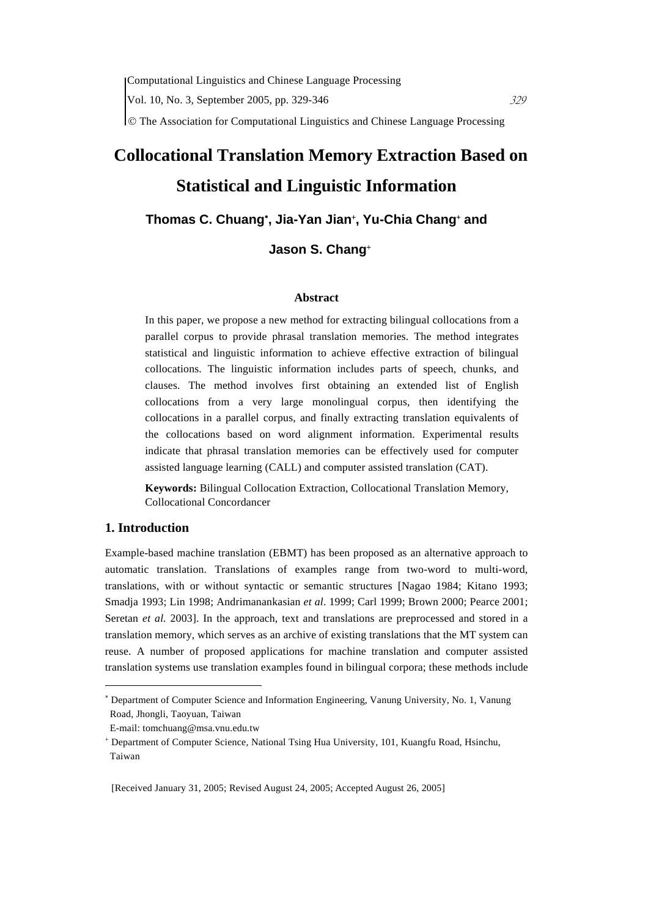# Collocational Translation Memory Extraction Based on Statistical and Linguistic Information

**Thomas C. Chuang[*], Jia-Yan Jian[+], Yu-Chia Chang[+] and Jason S. Chang[+]**

### Abstract

In this paper, we propose a new method for extracting bilingual collocations from a parallel corpus to provide phrasal translation memories. The method integrates statistical and linguistic information to achieve effective extraction of bilingual collocations. The linguistic information includes parts of speech, chunks, and clauses. The method involves first obtaining an extended list of English collocations from a very large monolingual corpus, then identifying the collocations in a parallel corpus, and finally extracting translation equivalents of the collocations based on word alignment information. Experimental results indicate that phrasal translation memories can be effectively used for computer assisted language learning (CALL) and computer assisted translation (CAT).

**Keywords:** Bilingual Collocation Extraction, Collocational Translation Memory, Collocational Concordancer

## 1. Introduction

Example-based machine translation (EBMT) has been proposed as an alternative approach to automatic translation. Translations of examples range from two-word to multi-word, translations, with or without syntactic or semantic structures [Nagao 1984; Kitano 1993; Smadja 1993; Lin 1998; Andrimanankasian *et al*. 1999; Carl 1999; Brown 2000; Pearce 2001; Seretan *et al.* 2003]. In the approach, text and translations are preprocessed and stored in a translation memory, which serves as an archive of existing translations that the MT system can reuse. A number of proposed applications for machine translation and computer assisted translation systems use translation examples found in bilingual corpora; these methods include

---

[*] Department of Computer Science and Information Engineering, Vanung University, No. 1, Vanung Road, Jhongli, Taoyuan, Taiwan  
E-mail: tomchuang@msa.vnu.edu.tw

[+] Department of Computer Science, National Tsing Hua University, 101, Kuangfu Road, Hsinchu, Taiwan

[Received January 31, 2005; Revised August 24, 2005; Accepted August 26, 2005]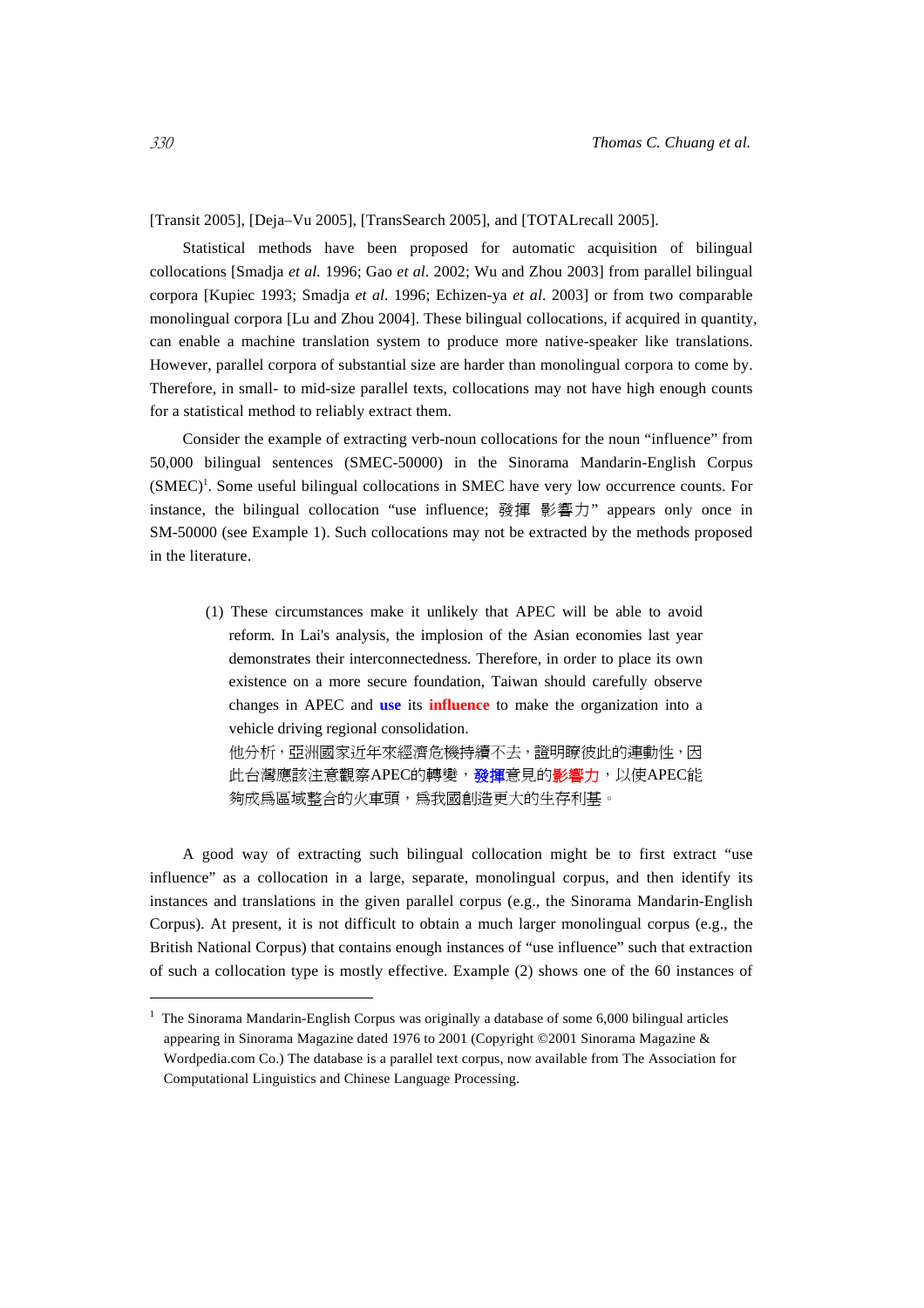[Transit 2005], [Deja–Vu 2005], [TransSearch 2005], and [TOTALrecall 2005].

Statistical methods have been proposed for automatic acquisition of bilingual collocations [Smadja *et al.* 1996; Gao *et al*. 2002; Wu and Zhou 2003] from parallel bilingual corpora [Kupiec 1993; Smadja *et al.* 1996; Echizen-ya *et al*. 2003] or from two comparable monolingual corpora [Lu and Zhou 2004]. These bilingual collocations, if acquired in quantity, can enable a machine translation system to produce more native-speaker like translations. However, parallel corpora of substantial size are harder than monolingual corpora to come by. Therefore, in small- to mid-size parallel texts, collocations may not have high enough counts for a statistical method to reliably extract them.

Consider the example of extracting verb-noun collocations for the noun "influence" from 50,000 bilingual sentences (SMEC-50000) in the Sinorama Mandarin-English Corpus (SMEC)[1]. Some useful bilingual collocations in SMEC have very low occurrence counts. For instance, the bilingual collocation "use influence; 發揮 影響力" appears only once in SM-50000 (see Example 1). Such collocations may not be extracted by the methods proposed in the literature.

> (1) These circumstances make it unlikely that APEC will be able to avoid reform. In Lai's analysis, the implosion of the Asian economies last year demonstrates their interconnectedness. Therefore, in order to place its own existence on a more secure foundation, Taiwan should carefully observe changes in APEC and **use** its **influence** to make the organization into a vehicle driving regional consolidation.
> 他分析，亞洲國家近年來經濟危機持續不去，證明瞭彼此的連動性，因此台灣應該注意觀察APEC的轉變，**發揮**意見的**影響力**，以使APEC能夠成為區域整合的火車頭，為我國創造更大的生存利基。

A good way of extracting such bilingual collocation might be to first extract "use influence" as a collocation in a large, separate, monolingual corpus, and then identify its instances and translations in the given parallel corpus (e.g., the Sinorama Mandarin-English Corpus). At present, it is not difficult to obtain a much larger monolingual corpus (e.g., the British National Corpus) that contains enough instances of "use influence" such that extraction of such a collocation type is mostly effective. Example (2) shows one of the 60 instances of

---

[1] The Sinorama Mandarin-English Corpus was originally a database of some 6,000 bilingual articles appearing in Sinorama Magazine dated 1976 to 2001 (Copyright ©2001 Sinorama Magazine & Wordpedia.com Co.) The database is a parallel text corpus, now available from The Association for Computational Linguistics and Chinese Language Processing.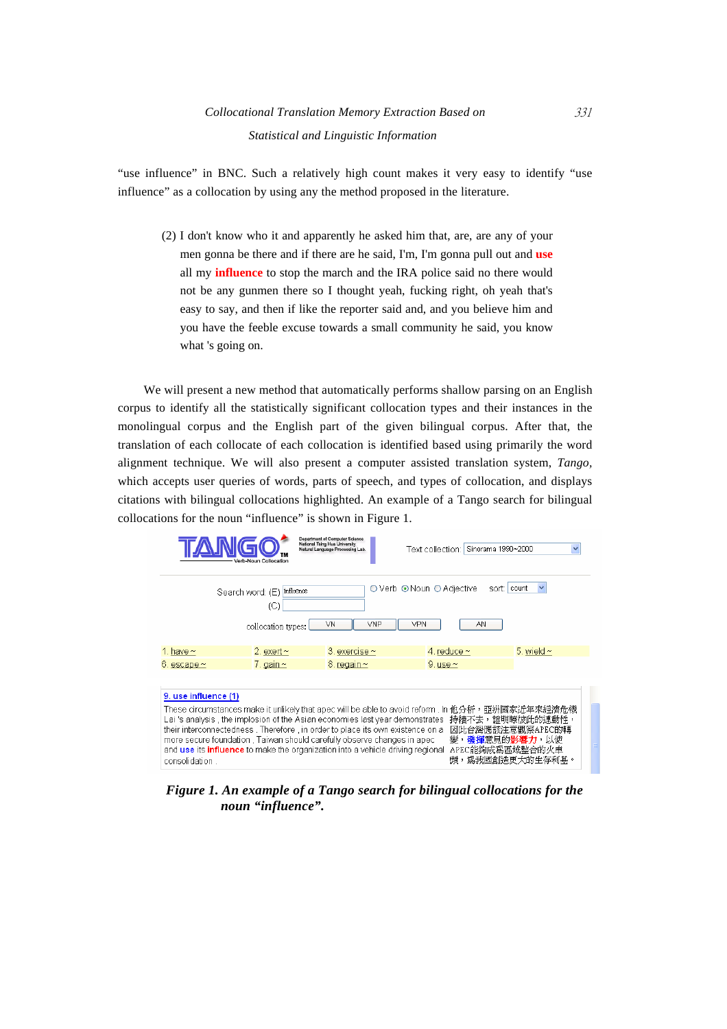"use influence" in BNC. Such a relatively high count makes it very easy to identify "use influence" as a collocation by using any the method proposed in the literature.

> (2) I don't know who it and apparently he asked him that, are, are any of your men gonna be there and if there are he said, I'm, I'm gonna pull out and **use** all my **influence** to stop the march and the IRA police said no there would not be any gunmen there so I thought yeah, fucking right, oh yeah that's easy to say, and then if like the reporter said and, and you believe him and you have the feeble excuse towards a small community he said, you know what 's going on.

We will present a new method that automatically performs shallow parsing on an English corpus to identify all the statistically significant collocation types and their instances in the monolingual corpus and the English part of the given bilingual corpus. After that, the translation of each collocate of each collocation is identified based using primarily the word alignment technique. We will also present a computer assisted translation system, *Tango*, which accepts user queries of words, parts of speech, and types of collocation, and displays citations with bilingual collocations highlighted. An example of a Tango search for bilingual collocations for the noun "influence" is shown in Figure 1.

***Figure 1. An example of a Tango search for bilingual collocations for the noun "influence".***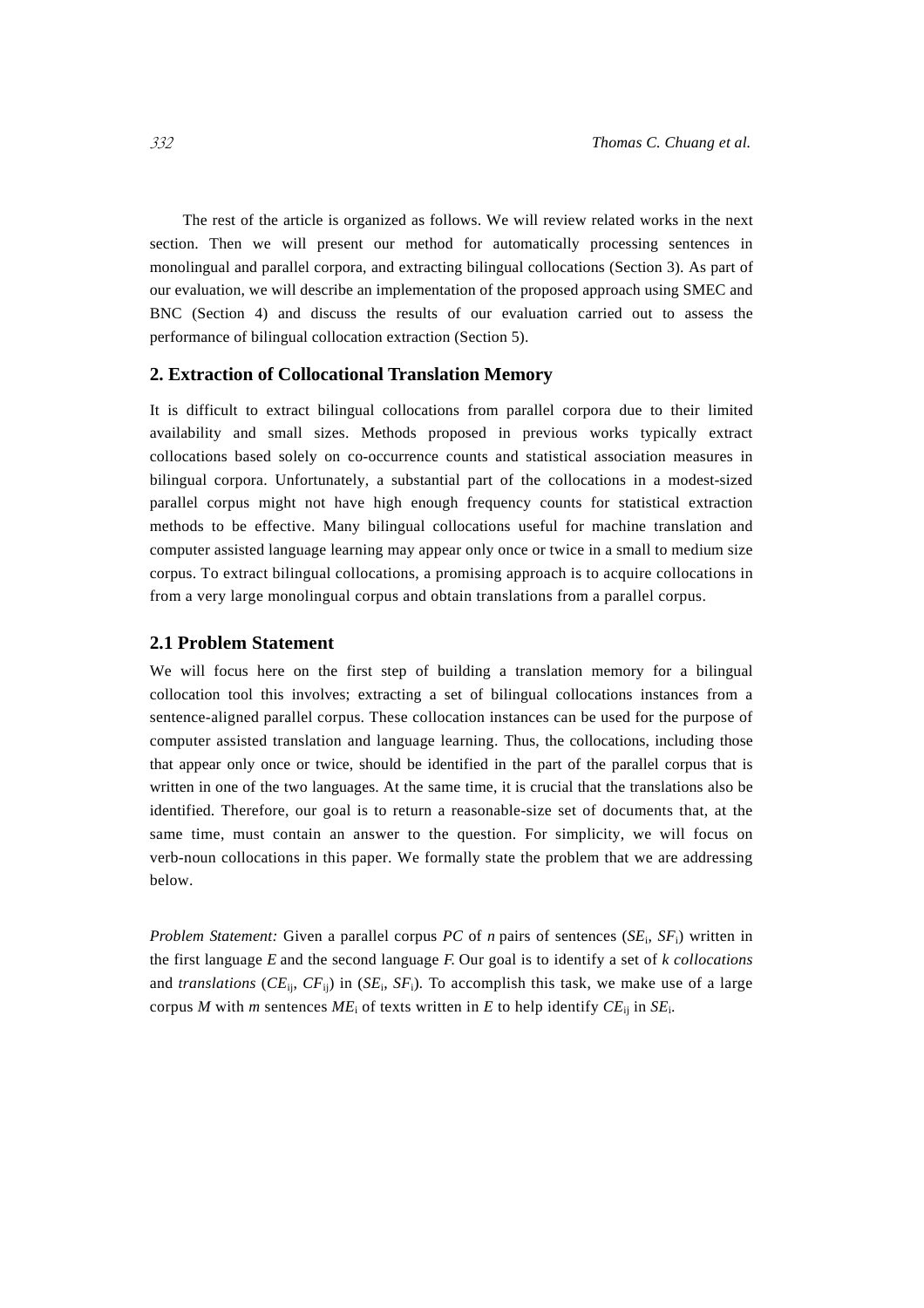The rest of the article is organized as follows. We will review related works in the next section. Then we will present our method for automatically processing sentences in monolingual and parallel corpora, and extracting bilingual collocations (Section 3). As part of our evaluation, we will describe an implementation of the proposed approach using SMEC and BNC (Section 4) and discuss the results of our evaluation carried out to assess the performance of bilingual collocation extraction (Section 5).

## 2. Extraction of Collocational Translation Memory

It is difficult to extract bilingual collocations from parallel corpora due to their limited availability and small sizes. Methods proposed in previous works typically extract collocations based solely on co-occurrence counts and statistical association measures in bilingual corpora. Unfortunately, a substantial part of the collocations in a modest-sized parallel corpus might not have high enough frequency counts for statistical extraction methods to be effective. Many bilingual collocations useful for machine translation and computer assisted language learning may appear only once or twice in a small to medium size corpus. To extract bilingual collocations, a promising approach is to acquire collocations in from a very large monolingual corpus and obtain translations from a parallel corpus.

### 2.1 Problem Statement

We will focus here on the first step of building a translation memory for a bilingual collocation tool this involves; extracting a set of bilingual collocations instances from a sentence-aligned parallel corpus. These collocation instances can be used for the purpose of computer assisted translation and language learning. Thus, the collocations, including those that appear only once or twice, should be identified in the part of the parallel corpus that is written in one of the two languages. At the same time, it is crucial that the translations also be identified. Therefore, our goal is to return a reasonable-size set of documents that, at the same time, must contain an answer to the question. For simplicity, we will focus on verb-noun collocations in this paper. We formally state the problem that we are addressing below.

*Problem Statement:* Given a parallel corpus *PC* of *n* pairs of sentences ($SE_i$, $SF_i$) written in the first language *E* and the second language *F*. Our goal is to identify a set of *k collocations* and *translations* ($CE_{ij}$, $CF_{ij}$) in ($SE_i$, $SF_i$). To accomplish this task, we make use of a large corpus *M* with *m* sentences $ME_i$ of texts written in *E* to help identify $CE_{ij}$ in $SE_i$.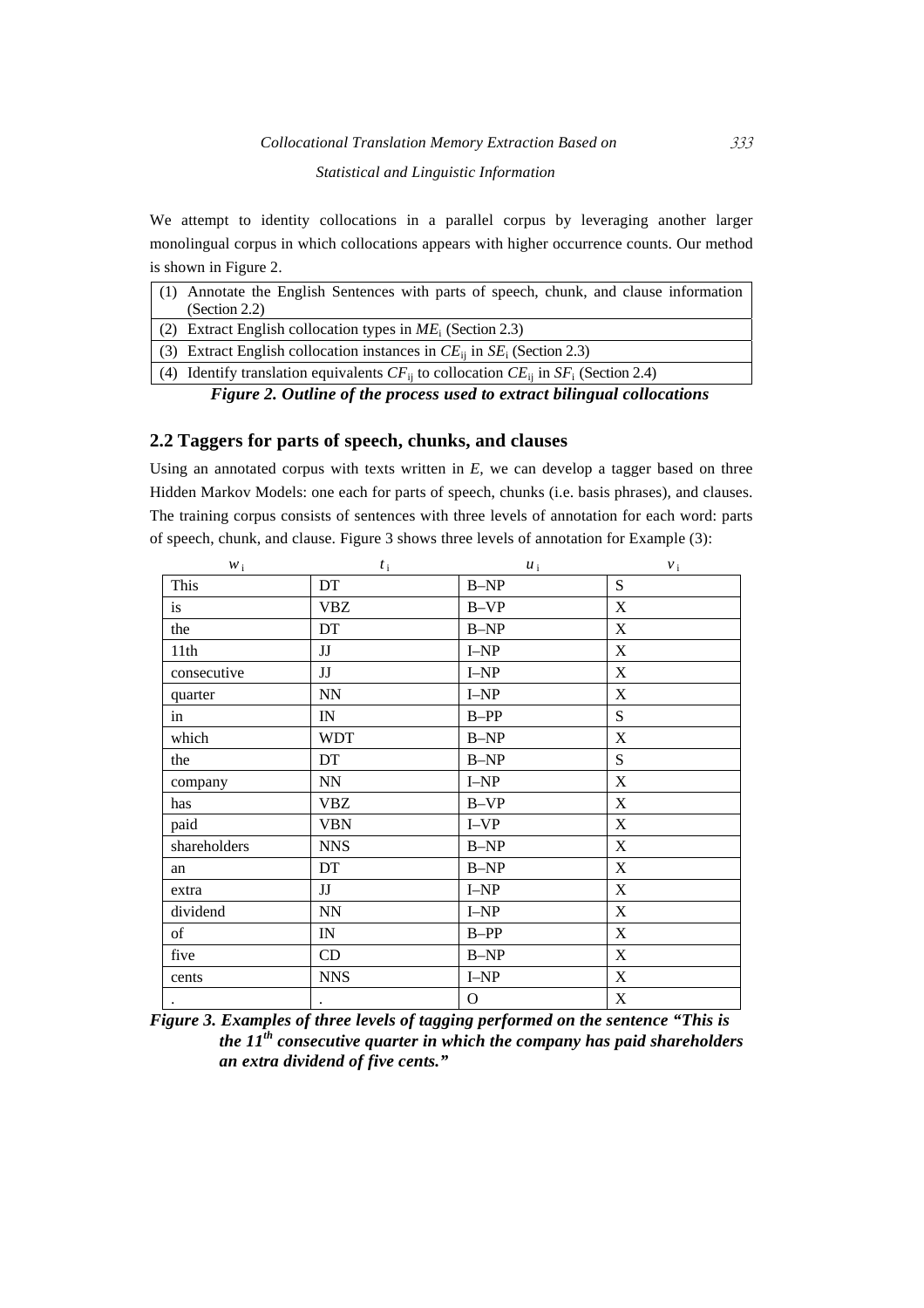We attempt to identity collocations in a parallel corpus by leveraging another larger monolingual corpus in which collocations appears with higher occurrence counts. Our method is shown in Figure 2.

| |
|---|
| (1) Annotate the English Sentences with parts of speech, chunk, and clause information (Section 2.2) |
| (2) Extract English collocation types in $ME_i$ (Section 2.3) |
| (3) Extract English collocation instances in $CE_{ij}$ in $SE_i$ (Section 2.3) |
| (4) Identify translation equivalents $CF_{ij}$ to collocation $CE_{ij}$ in $SF_i$ (Section 2.4) |

***Figure 2. Outline of the process used to extract bilingual collocations***

## 2.2 Taggers for parts of speech, chunks, and clauses

Using an annotated corpus with texts written in *E*, we can develop a tagger based on three Hidden Markov Models: one each for parts of speech, chunks (i.e. basis phrases), and clauses. The training corpus consists of sentences with three levels of annotation for each word: parts of speech, chunk, and clause. Figure 3 shows three levels of annotation for Example (3):

| $w_i$ | $t_i$ | $u_i$ | $v_i$ |
|---|---|---|---|
| This | DT | B–NP | S |
| is | VBZ | B–VP | X |
| the | DT | B–NP | X |
| 11th | JJ | I–NP | X |
| consecutive | JJ | I–NP | X |
| quarter | NN | I–NP | X |
| in | IN | B–PP | S |
| which | WDT | B–NP | X |
| the | DT | B–NP | S |
| company | NN | I–NP | X |
| has | VBZ | B–VP | X |
| paid | VBN | I–VP | X |
| shareholders | NNS | B–NP | X |
| an | DT | B–NP | X |
| extra | JJ | I–NP | X |
| dividend | NN | I–NP | X |
| of | IN | B–PP | X |
| five | CD | B–NP | X |
| cents | NNS | I–NP | X |
| . | . | O | X |

***Figure 3. Examples of three levels of tagging performed on the sentence "This is the 11th consecutive quarter in which the company has paid shareholders an extra dividend of five cents."***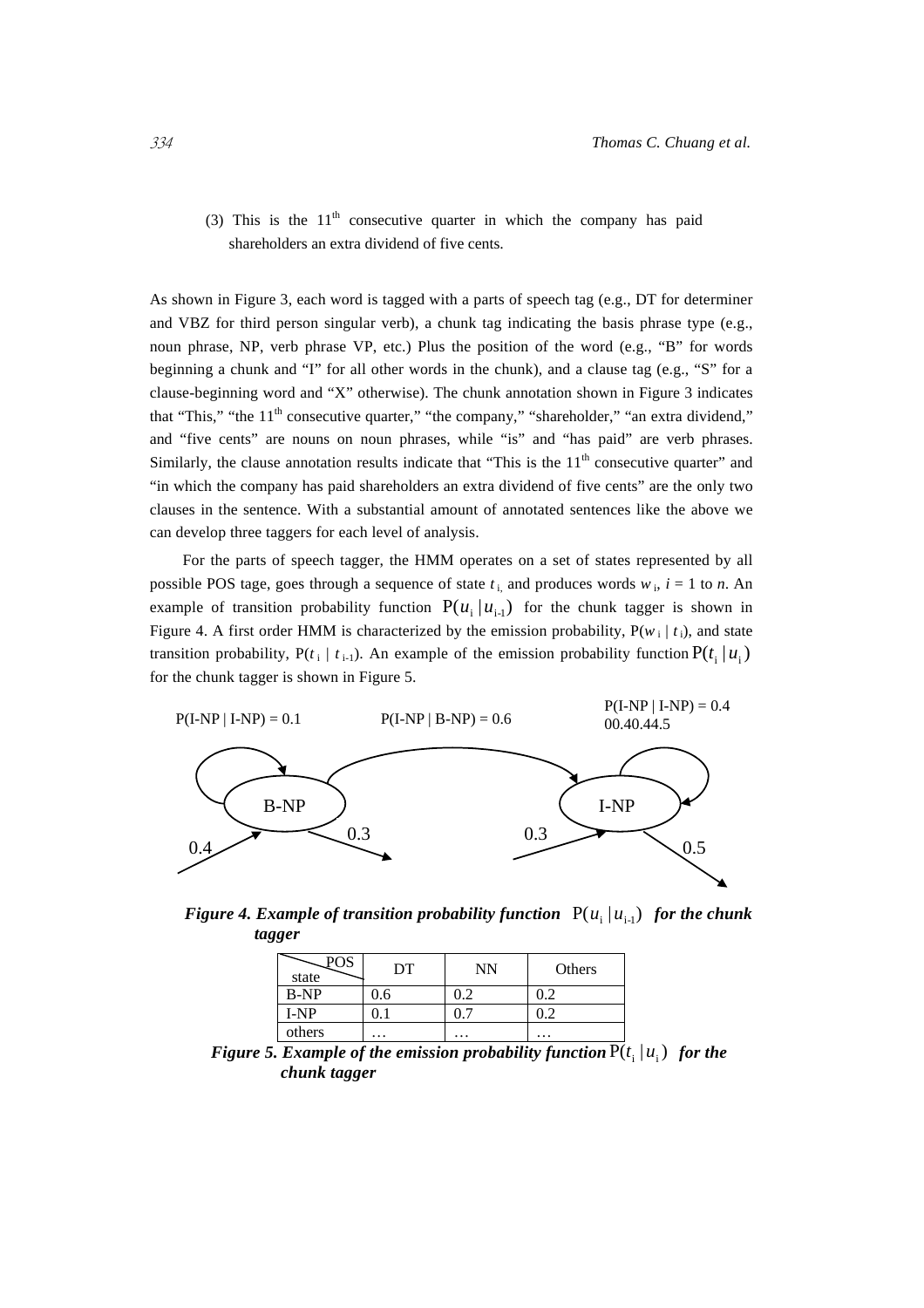(3) This is the 11th consecutive quarter in which the company has paid shareholders an extra dividend of five cents.

As shown in Figure 3, each word is tagged with a parts of speech tag (e.g., DT for determiner and VBZ for third person singular verb), a chunk tag indicating the basis phrase type (e.g., noun phrase, NP, verb phrase VP, etc.) Plus the position of the word (e.g., "B" for words beginning a chunk and "I" for all other words in the chunk), and a clause tag (e.g., "S" for a clause-beginning word and "X" otherwise). The chunk annotation shown in Figure 3 indicates that "This," "the 11th consecutive quarter," "the company," "shareholder," "an extra dividend," and "five cents" are nouns on noun phrases, while "is" and "has paid" are verb phrases. Similarly, the clause annotation results indicate that "This is the 11th consecutive quarter" and "in which the company has paid shareholders an extra dividend of five cents" are the only two clauses in the sentence. With a substantial amount of annotated sentences like the above we can develop three taggers for each level of analysis.

For the parts of speech tagger, the HMM operates on a set of states represented by all possible POS tage, goes through a sequence of state $t_i$, and produces words $w_i$, $i$ = 1 to $n$. An example of transition probability function $P(u_i \mid u_{i-1})$ for the chunk tagger is shown in Figure 4. A first order HMM is characterized by the emission probability, $P(w_i \mid t_i)$, and state transition probability, $P(t_i \mid t_{i-1})$. An example of the emission probability function $P(t_i \mid u_i)$ for the chunk tagger is shown in Figure 5.

P(I-NP | I-NP) = 0.1 P(I-NP | B-NP) = 0.6 P(I-NP | I-NP) = 0.4 00.40.44.5

B-NP I-NP

0.4 0.3 0.3 0.5

***Figure 4. Example of transition probability function*** $P(u_i \mid u_{i-1})$ ***for the chunk tagger***

| state \ POS | DT | NN | Others |
|---|---|---|---|
| B-NP | 0.6 | 0.2 | 0.2 |
| I-NP | 0.1 | 0.7 | 0.2 |
| others | … | … | … |

***Figure 5. Example of the emission probability function*** $P(t_i \mid u_i)$ ***for the chunk tagger***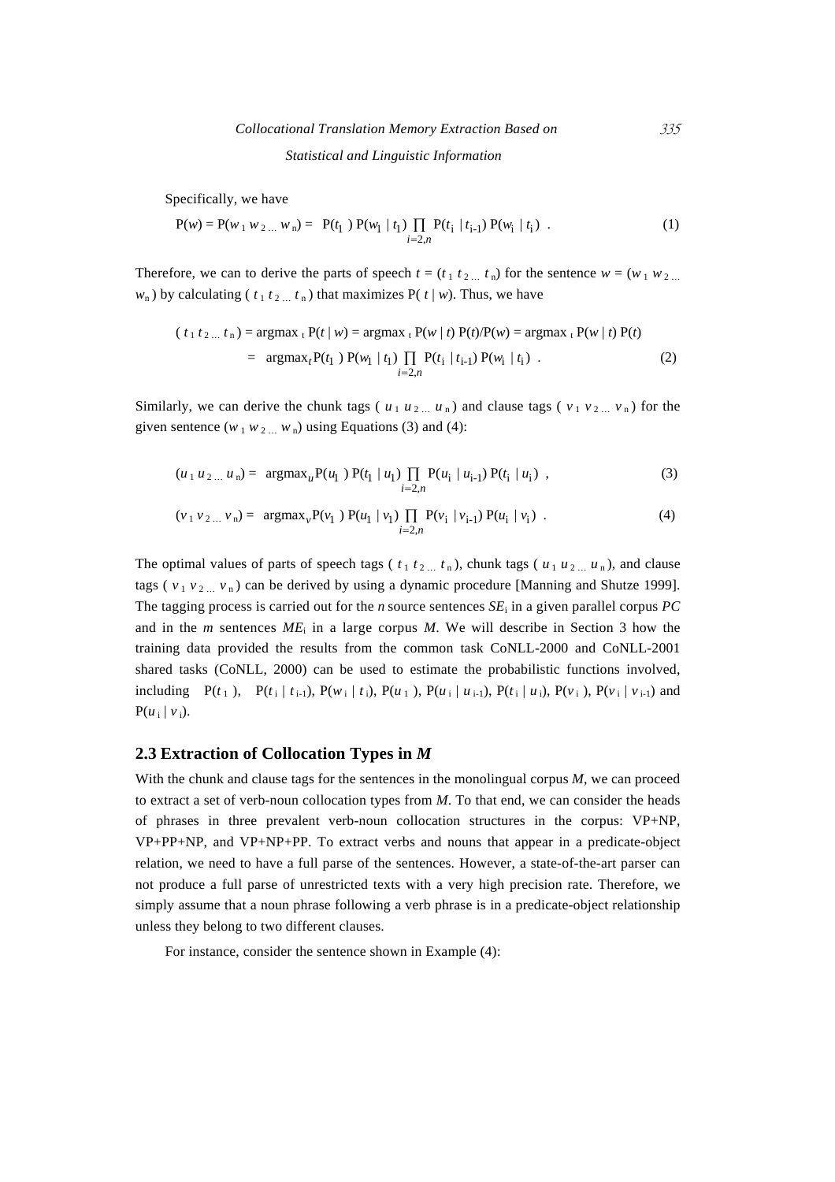Specifically, we have

$$P(w) = P(w_1 w_2 ... w_n) = P(t_1) P(w_1 | t_1) \prod_{i=2,n} P(t_i | t_{i-1}) P(w_i | t_i) . \quad (1)$$

Therefore, we can to derive the parts of speech $t = (t_1 t_2 ... t_n)$ for the sentence $w = (w_1 w_2 ... w_n)$ by calculating $(t_1 t_2 ... t_n)$ that maximizes $P(t | w)$. Thus, we have

$$(t_1 t_2 ... t_n) = \text{argmax}_t P(t | w) = \text{argmax}_t P(w | t) P(t)/P(w) = \text{argmax}_t P(w | t) P(t)$$
$$= \text{argmax}_t P(t_1) P(w_1 | t_1) \prod_{i=2,n} P(t_i | t_{i-1}) P(w_i | t_i) . \quad (2)$$

Similarly, we can derive the chunk tags $(u_1 u_2 ... u_n)$ and clause tags $(v_1 v_2 ... v_n)$ for the given sentence $(w_1 w_2 ... w_n)$ using Equations (3) and (4):

$$(u_1 u_2 ... u_n) = \text{argmax}_u P(u_1) P(t_1 | u_1) \prod_{i=2,n} P(u_i | u_{i-1}) P(t_i | u_i) , \quad (3)$$

$$(v_1 v_2 ... v_n) = \text{argmax}_v P(v_1) P(u_1 | v_1) \prod_{i=2,n} P(v_i | v_{i-1}) P(u_i | v_i) . \quad (4)$$

The optimal values of parts of speech tags $(t_1 t_2 ... t_n)$, chunk tags $(u_1 u_2 ... u_n)$, and clause tags $(v_1 v_2 ... v_n)$ can be derived by using a dynamic procedure [Manning and Shutze 1999]. The tagging process is carried out for the *n* source sentences $SE_i$ in a given parallel corpus *PC* and in the *m* sentences $ME_i$ in a large corpus *M*. We will describe in Section 3 how the training data provided the results from the common task CoNLL-2000 and CoNLL-2001 shared tasks (CoNLL, 2000) can be used to estimate the probabilistic functions involved, including $P(t_1)$, $P(t_i | t_{i-1})$, $P(w_i | t_i)$, $P(u_1)$, $P(u_i | u_{i-1})$, $P(t_i | u_i)$, $P(v_i)$, $P(v_i | v_{i-1})$ and $P(u_i | v_i)$.

## 2.3 Extraction of Collocation Types in *M*

With the chunk and clause tags for the sentences in the monolingual corpus *M*, we can proceed to extract a set of verb-noun collocation types from *M*. To that end, we can consider the heads of phrases in three prevalent verb-noun collocation structures in the corpus: VP+NP, VP+PP+NP, and VP+NP+PP. To extract verbs and nouns that appear in a predicate-object relation, we need to have a full parse of the sentences. However, a state-of-the-art parser can not produce a full parse of unrestricted texts with a very high precision rate. Therefore, we simply assume that a noun phrase following a verb phrase is in a predicate-object relationship unless they belong to two different clauses.

For instance, consider the sentence shown in Example (4):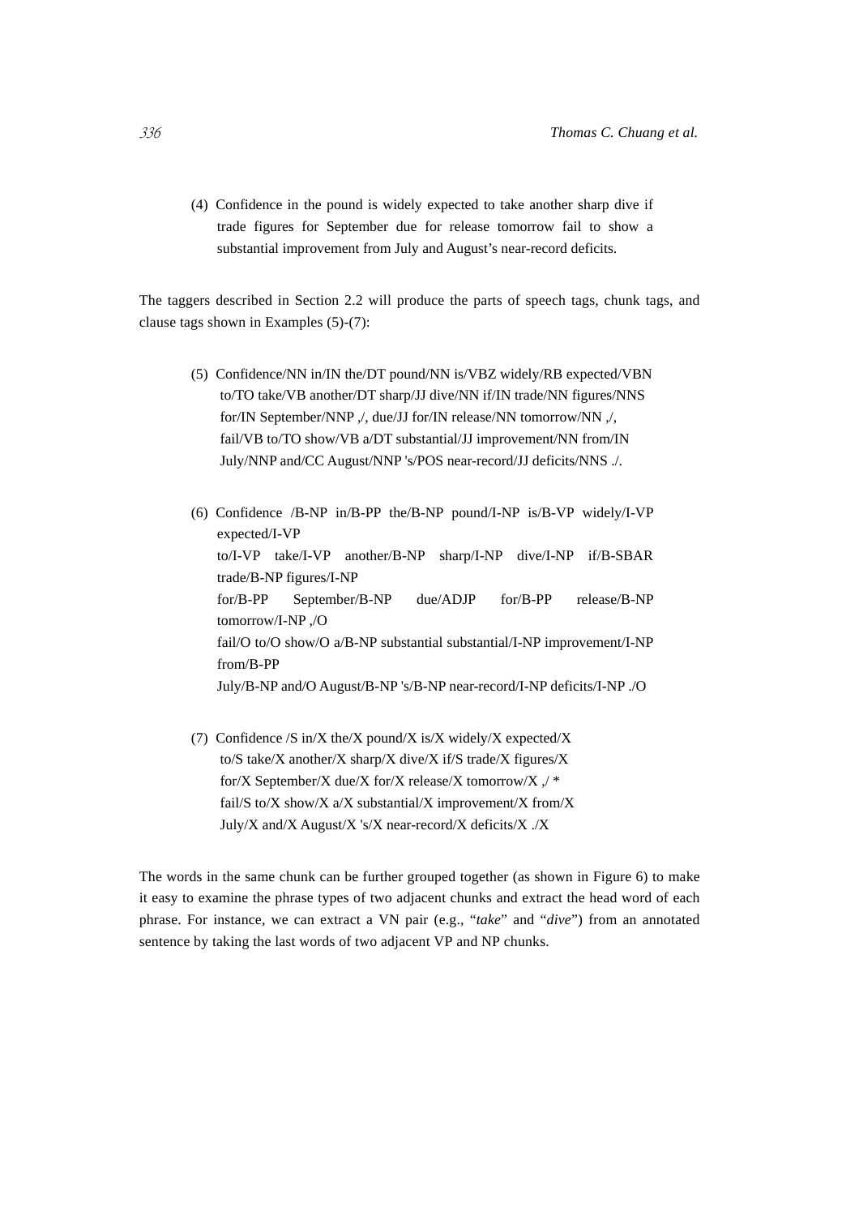(4) Confidence in the pound is widely expected to take another sharp dive if trade figures for September due for release tomorrow fail to show a substantial improvement from July and August's near-record deficits.

The taggers described in Section 2.2 will produce the parts of speech tags, chunk tags, and clause tags shown in Examples (5)-(7):

(5) Confidence/NN in/IN the/DT pound/NN is/VBZ widely/RB expected/VBN to/TO take/VB another/DT sharp/JJ dive/NN if/IN trade/NN figures/NNS for/IN September/NNP ,/, due/JJ for/IN release/NN tomorrow/NN ,/, fail/VB to/TO show/VB a/DT substantial/JJ improvement/NN from/IN July/NNP and/CC August/NNP 's/POS near-record/JJ deficits/NNS ./.

(6) Confidence /B-NP in/B-PP the/B-NP pound/I-NP is/B-VP widely/I-VP expected/I-VP
to/I-VP take/I-VP another/B-NP sharp/I-NP dive/I-NP if/B-SBAR trade/B-NP figures/I-NP
for/B-PP September/B-NP due/ADJP for/B-PP release/B-NP tomorrow/I-NP ,/O
fail/O to/O show/O a/B-NP substantial substantial/I-NP improvement/I-NP from/B-PP
July/B-NP and/O August/B-NP 's/B-NP near-record/I-NP deficits/I-NP ./O

(7) Confidence /S in/X the/X pound/X is/X widely/X expected/X
to/S take/X another/X sharp/X dive/X if/S trade/X figures/X
for/X September/X due/X for/X release/X tomorrow/X ,/ *
fail/S to/X show/X a/X substantial/X improvement/X from/X
July/X and/X August/X 's/X near-record/X deficits/X ./X

The words in the same chunk can be further grouped together (as shown in Figure 6) to make it easy to examine the phrase types of two adjacent chunks and extract the head word of each phrase. For instance, we can extract a VN pair (e.g., "*take*" and "*dive*") from an annotated sentence by taking the last words of two adjacent VP and NP chunks.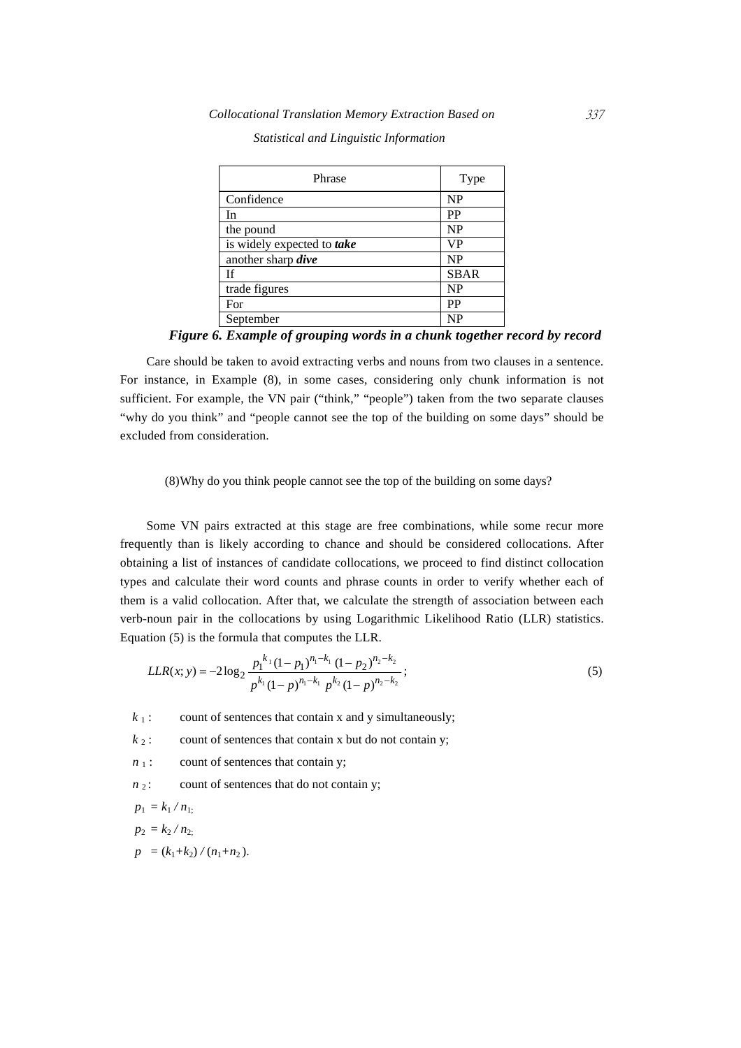| Phrase | Type |
|---|---|
| Confidence | NP |
| In | PP |
| the pound | NP |
| is widely expected to ***take*** | VP |
| another sharp ***dive*** | NP |
| If | SBAR |
| trade figures | NP |
| For | PP |
| September | NP |

***Figure 6. Example of grouping words in a chunk together record by record***

Care should be taken to avoid extracting verbs and nouns from two clauses in a sentence. For instance, in Example (8), in some cases, considering only chunk information is not sufficient. For example, the VN pair ("think," "people") taken from the two separate clauses "why do you think" and "people cannot see the top of the building on some days" should be excluded from consideration.

(8)Why do you think people cannot see the top of the building on some days?

Some VN pairs extracted at this stage are free combinations, while some recur more frequently than is likely according to chance and should be considered collocations. After obtaining a list of instances of candidate collocations, we proceed to find distinct collocation types and calculate their word counts and phrase counts in order to verify whether each of them is a valid collocation. After that, we calculate the strength of association between each verb-noun pair in the collocations by using Logarithmic Likelihood Ratio (LLR) statistics. Equation (5) is the formula that computes the LLR.

$$LLR(x; y) = -2\log_2 \frac{p_1^{k_1}(1-p_1)^{n_1-k_1}\,(1-p_2)^{n_2-k_2}}{p^{k_1}(1-p)^{n_1-k_1}\;p^{k_2}(1-p)^{n_2-k_2}}; \tag{5}$$

$k_1$: count of sentences that contain x and y simultaneously;

$k_2$: count of sentences that contain x but do not contain y;

$n_1$: count of sentences that contain y;

$n_2$: count of sentences that do not contain y;

$p_1 = k_1 / n_1$;

$p_2 = k_2 / n_2$;

$p = (k_1 + k_2) / (n_1 + n_2)$.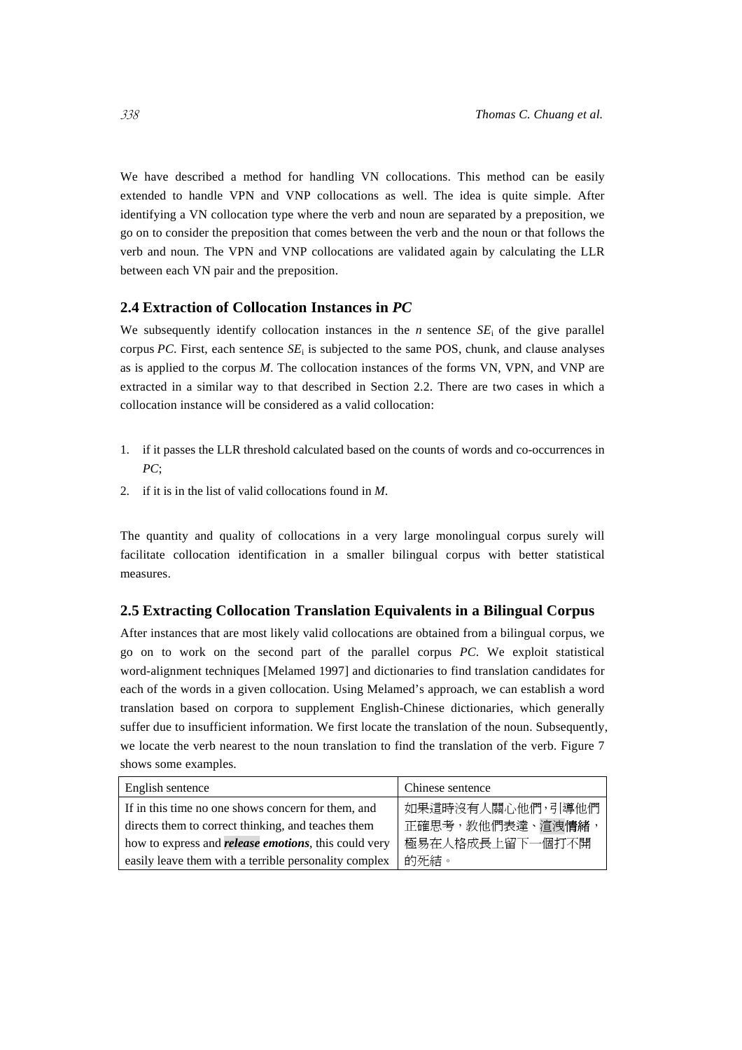We have described a method for handling VN collocations. This method can be easily extended to handle VPN and VNP collocations as well. The idea is quite simple. After identifying a VN collocation type where the verb and noun are separated by a preposition, we go on to consider the preposition that comes between the verb and the noun or that follows the verb and noun. The VPN and VNP collocations are validated again by calculating the LLR between each VN pair and the preposition.

## 2.4 Extraction of Collocation Instances in *PC*

We subsequently identify collocation instances in the *n* sentence $SE_i$ of the give parallel corpus *PC*. First, each sentence $SE_i$ is subjected to the same POS, chunk, and clause analyses as is applied to the corpus *M*. The collocation instances of the forms VN, VPN, and VNP are extracted in a similar way to that described in Section 2.2. There are two cases in which a collocation instance will be considered as a valid collocation:

1. if it passes the LLR threshold calculated based on the counts of words and co-occurrences in *PC*;
2. if it is in the list of valid collocations found in *M*.

The quantity and quality of collocations in a very large monolingual corpus surely will facilitate collocation identification in a smaller bilingual corpus with better statistical measures.

## 2.5 Extracting Collocation Translation Equivalents in a Bilingual Corpus

After instances that are most likely valid collocations are obtained from a bilingual corpus, we go on to work on the second part of the parallel corpus *PC*. We exploit statistical word-alignment techniques [Melamed 1997] and dictionaries to find translation candidates for each of the words in a given collocation. Using Melamed's approach, we can establish a word translation based on corpora to supplement English-Chinese dictionaries, which generally suffer due to insufficient information. We first locate the translation of the noun. Subsequently, we locate the verb nearest to the noun translation to find the translation of the verb. Figure 7 shows some examples.

| English sentence | Chinese sentence |
|---|---|
| If in this time no one shows concern for them, and directs them to correct thinking, and teaches them how to express and ***release emotions***, this could very easily leave them with a terrible personality complex | 如果這時沒有人關心他們,引導他們正確思考，教他們表達、渲洩情緒，極易在人格成長上留下一個打不開的死結。 |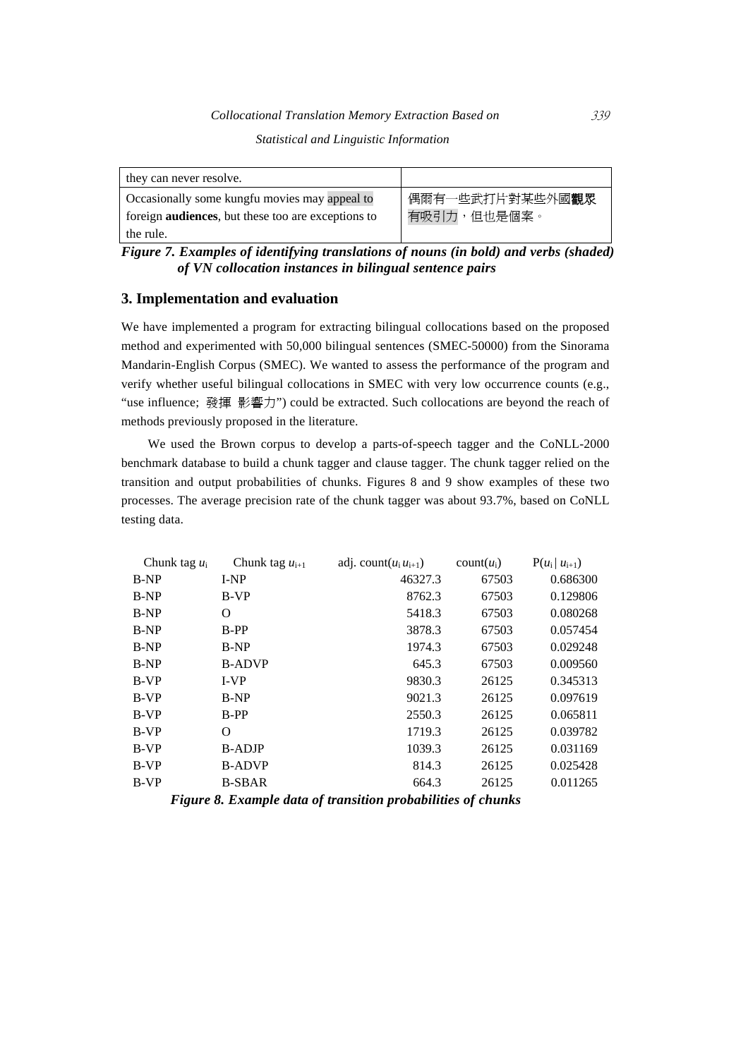| they can never resolve. | |
| --- | --- |
| Occasionally some kungfu movies may appeal to foreign **audiences**, but these too are exceptions to the rule. | 偶爾有一些武打片對某些外國**觀眾**有吸引力，但也是個案。 |

***Figure 7. Examples of identifying translations of nouns (in bold) and verbs (shaded) of VN collocation instances in bilingual sentence pairs***

## 3. Implementation and evaluation

We have implemented a program for extracting bilingual collocations based on the proposed method and experimented with 50,000 bilingual sentences (SMEC-50000) from the Sinorama Mandarin-English Corpus (SMEC). We wanted to assess the performance of the program and verify whether useful bilingual collocations in SMEC with very low occurrence counts (e.g., "use influence; 發揮 影響力") could be extracted. Such collocations are beyond the reach of methods previously proposed in the literature.

We used the Brown corpus to develop a parts-of-speech tagger and the CoNLL-2000 benchmark database to build a chunk tagger and clause tagger. The chunk tagger relied on the transition and output probabilities of chunks. Figures 8 and 9 show examples of these two processes. The average precision rate of the chunk tagger was about 93.7%, based on CoNLL testing data.

| Chunk tag $u_i$ | Chunk tag $u_{i+1}$ | adj. count($u_i u_{i+1}$) | count($u_i$) | P($u_i$ \| $u_{i+1}$) |
| --- | --- | --- | --- | --- |
| B-NP | I-NP | 46327.3 | 67503 | 0.686300 |
| B-NP | B-VP | 8762.3 | 67503 | 0.129806 |
| B-NP | O | 5418.3 | 67503 | 0.080268 |
| B-NP | B-PP | 3878.3 | 67503 | 0.057454 |
| B-NP | B-NP | 1974.3 | 67503 | 0.029248 |
| B-NP | B-ADVP | 645.3 | 67503 | 0.009560 |
| B-VP | I-VP | 9830.3 | 26125 | 0.345313 |
| B-VP | B-NP | 9021.3 | 26125 | 0.097619 |
| B-VP | B-PP | 2550.3 | 26125 | 0.065811 |
| B-VP | O | 1719.3 | 26125 | 0.039782 |
| B-VP | B-ADJP | 1039.3 | 26125 | 0.031169 |
| B-VP | B-ADVP | 814.3 | 26125 | 0.025428 |
| B-VP | B-SBAR | 664.3 | 26125 | 0.011265 |

***Figure 8. Example data of transition probabilities of chunks***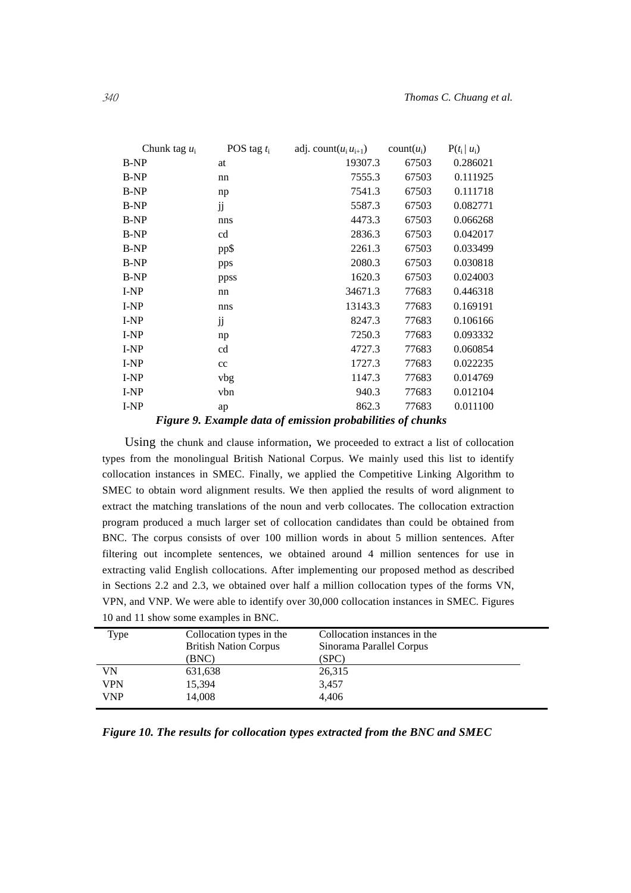| Chunk tag $u_i$ | POS tag $t_i$ | adj. count($u_i u_{i+1}$) | count($u_i$) | $P(t_i \mid u_i)$ |
|---|---|---|---|---|
| B-NP | at | 19307.3 | 67503 | 0.286021 |
| B-NP | nn | 7555.3 | 67503 | 0.111925 |
| B-NP | np | 7541.3 | 67503 | 0.111718 |
| B-NP | jj | 5587.3 | 67503 | 0.082771 |
| B-NP | nns | 4473.3 | 67503 | 0.066268 |
| B-NP | cd | 2836.3 | 67503 | 0.042017 |
| B-NP | pp$ | 2261.3 | 67503 | 0.033499 |
| B-NP | pps | 2080.3 | 67503 | 0.030818 |
| B-NP | ppss | 1620.3 | 67503 | 0.024003 |
| I-NP | nn | 34671.3 | 77683 | 0.446318 |
| I-NP | nns | 13143.3 | 77683 | 0.169191 |
| I-NP | jj | 8247.3 | 77683 | 0.106166 |
| I-NP | np | 7250.3 | 77683 | 0.093332 |
| I-NP | cd | 4727.3 | 77683 | 0.060854 |
| I-NP | cc | 1727.3 | 77683 | 0.022235 |
| I-NP | vbg | 1147.3 | 77683 | 0.014769 |
| I-NP | vbn | 940.3 | 77683 | 0.012104 |
| I-NP | ap | 862.3 | 77683 | 0.011100 |

***Figure 9. Example data of emission probabilities of chunks***

Using the chunk and clause information, we proceeded to extract a list of collocation types from the monolingual British National Corpus. We mainly used this list to identify collocation instances in SMEC. Finally, we applied the Competitive Linking Algorithm to SMEC to obtain word alignment results. We then applied the results of word alignment to extract the matching translations of the noun and verb collocates. The collocation extraction program produced a much larger set of collocation candidates than could be obtained from BNC. The corpus consists of over 100 million words in about 5 million sentences. After filtering out incomplete sentences, we obtained around 4 million sentences for use in extracting valid English collocations. After implementing our proposed method as described in Sections 2.2 and 2.3, we obtained over half a million collocation types of the forms VN, VPN, and VNP. We were able to identify over 30,000 collocation instances in SMEC. Figures 10 and 11 show some examples in BNC.

| Type | Collocation types in the British Nation Corpus (BNC) | Collocation instances in the Sinorama Parallel Corpus (SPC) |
|---|---|---|
| VN | 631,638 | 26,315 |
| VPN | 15,394 | 3,457 |
| VNP | 14,008 | 4,406 |

***Figure 10. The results for collocation types extracted from the BNC and SMEC***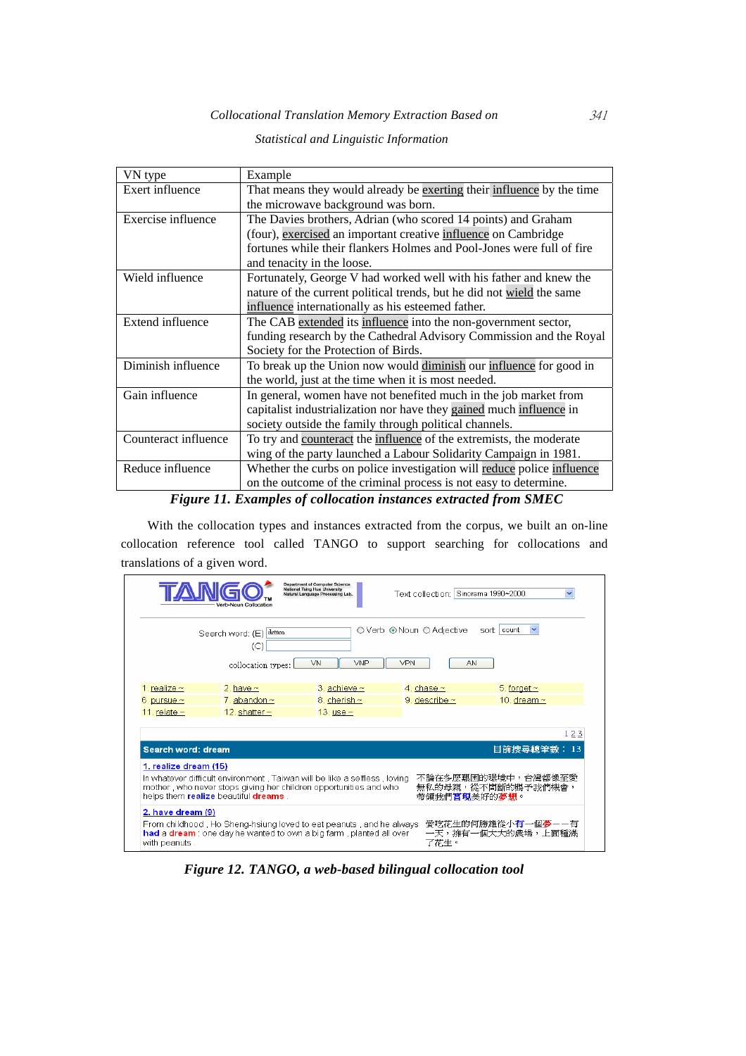| VN type | Example |
|---|---|
| Exert influence | That means they would already be exerting their influence by the time the microwave background was born. |
| Exercise influence | The Davies brothers, Adrian (who scored 14 points) and Graham (four), exercised an important creative influence on Cambridge fortunes while their flankers Holmes and Pool-Jones were full of fire and tenacity in the loose. |
| Wield influence | Fortunately, George V had worked well with his father and knew the nature of the current political trends, but he did not wield the same influence internationally as his esteemed father. |
| Extend influence | The CAB extended its influence into the non-government sector, funding research by the Cathedral Advisory Commission and the Royal Society for the Protection of Birds. |
| Diminish influence | To break up the Union now would diminish our influence for good in the world, just at the time when it is most needed. |
| Gain influence | In general, women have not benefited much in the job market from capitalist industrialization nor have they gained much influence in society outside the family through political channels. |
| Counteract influence | To try and counteract the influence of the extremists, the moderate wing of the party launched a Labour Solidarity Campaign in 1981. |
| Reduce influence | Whether the curbs on police investigation will reduce police influence on the outcome of the criminal process is not easy to determine. |

***Figure 11. Examples of collocation instances extracted from SMEC***

With the collocation types and instances extracted from the corpus, we built an on-line collocation reference tool called TANGO to support searching for collocations and translations of a given word.

***Figure 12. TANGO, a web-based bilingual collocation tool***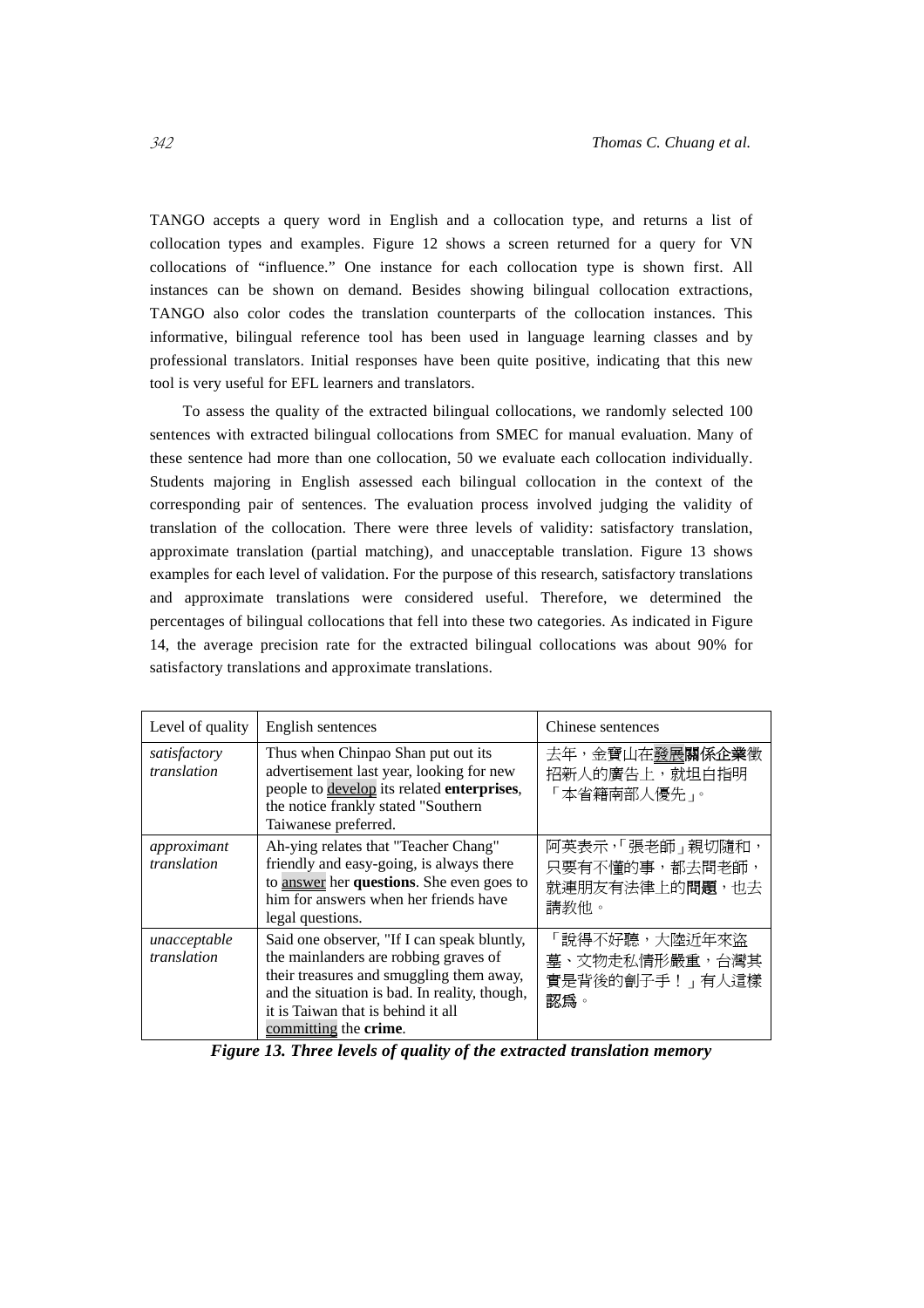TANGO accepts a query word in English and a collocation type, and returns a list of collocation types and examples. Figure 12 shows a screen returned for a query for VN collocations of "influence." One instance for each collocation type is shown first. All instances can be shown on demand. Besides showing bilingual collocation extractions, TANGO also color codes the translation counterparts of the collocation instances. This informative, bilingual reference tool has been used in language learning classes and by professional translators. Initial responses have been quite positive, indicating that this new tool is very useful for EFL learners and translators.

To assess the quality of the extracted bilingual collocations, we randomly selected 100 sentences with extracted bilingual collocations from SMEC for manual evaluation. Many of these sentence had more than one collocation, 50 we evaluate each collocation individually. Students majoring in English assessed each bilingual collocation in the context of the corresponding pair of sentences. The evaluation process involved judging the validity of translation of the collocation. There were three levels of validity: satisfactory translation, approximate translation (partial matching), and unacceptable translation. Figure 13 shows examples for each level of validation. For the purpose of this research, satisfactory translations and approximate translations were considered useful. Therefore, we determined the percentages of bilingual collocations that fell into these two categories. As indicated in Figure 14, the average precision rate for the extracted bilingual collocations was about 90% for satisfactory translations and approximate translations.

| Level of quality | English sentences | Chinese sentences |
|---|---|---|
| *satisfactory translation* | Thus when Chinpao Shan put out its advertisement last year, looking for new people to <u>develop</u> its related **enterprises**, the notice frankly stated "Southern Taiwanese preferred. | 去年，金寶山在<u>發展</u>**關係企業**徵招新人的廣告上，就坦白指明「本省籍南部人優先」。 |
| *approximant translation* | Ah-ying relates that "Teacher Chang" friendly and easy-going, is always there to <u>answer</u> her **questions**. She even goes to him for answers when her friends have legal questions. | 阿英表示，「張老師」親切隨和，只要有不懂的事，都去問老師，就連朋友有法律上的**問題**，也去請教他。 |
| *unacceptable translation* | Said one observer, "If I can speak bluntly, the mainlanders are robbing graves of their treasures and smuggling them away, and the situation is bad. In reality, though, it is Taiwan that is behind it all <u>committing</u> the **crime**. | 「說得不好聽，大陸近年來盜墓、文物走私情形嚴重，台灣其實是背後的劊子手！」有人這樣認為。 |

***Figure 13. Three levels of quality of the extracted translation memory***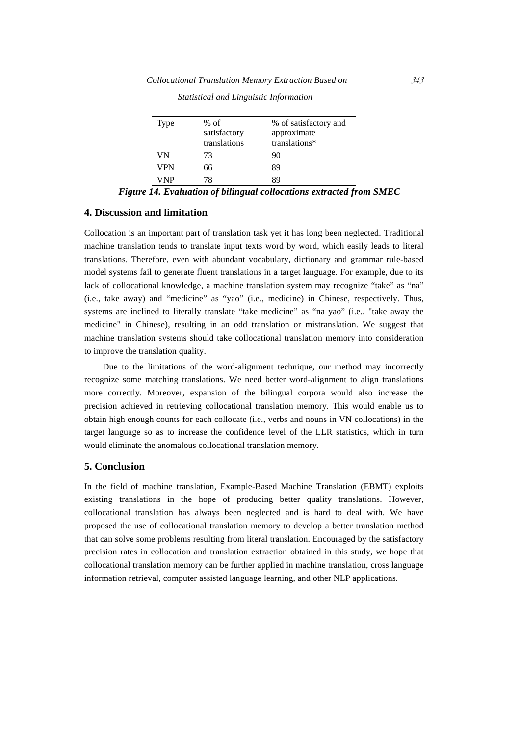| Type | % of satisfactory translations | % of satisfactory and approximate translations* |
|---|---|---|
| VN | 73 | 90 |
| VPN | 66 | 89 |
| VNP | 78 | 89 |

***Figure 14. Evaluation of bilingual collocations extracted from SMEC***

## 4. Discussion and limitation

Collocation is an important part of translation task yet it has long been neglected. Traditional machine translation tends to translate input texts word by word, which easily leads to literal translations. Therefore, even with abundant vocabulary, dictionary and grammar rule-based model systems fail to generate fluent translations in a target language. For example, due to its lack of collocational knowledge, a machine translation system may recognize "take" as "na" (i.e., take away) and "medicine" as "yao" (i.e., medicine) in Chinese, respectively. Thus, systems are inclined to literally translate "take medicine" as "na yao" (i.e., "take away the medicine" in Chinese), resulting in an odd translation or mistranslation. We suggest that machine translation systems should take collocational translation memory into consideration to improve the translation quality.

Due to the limitations of the word-alignment technique, our method may incorrectly recognize some matching translations. We need better word-alignment to align translations more correctly. Moreover, expansion of the bilingual corpora would also increase the precision achieved in retrieving collocational translation memory. This would enable us to obtain high enough counts for each collocate (i.e., verbs and nouns in VN collocations) in the target language so as to increase the confidence level of the LLR statistics, which in turn would eliminate the anomalous collocational translation memory.

## 5. Conclusion

In the field of machine translation, Example-Based Machine Translation (EBMT) exploits existing translations in the hope of producing better quality translations. However, collocational translation has always been neglected and is hard to deal with. We have proposed the use of collocational translation memory to develop a better translation method that can solve some problems resulting from literal translation. Encouraged by the satisfactory precision rates in collocation and translation extraction obtained in this study, we hope that collocational translation memory can be further applied in machine translation, cross language information retrieval, computer assisted language learning, and other NLP applications.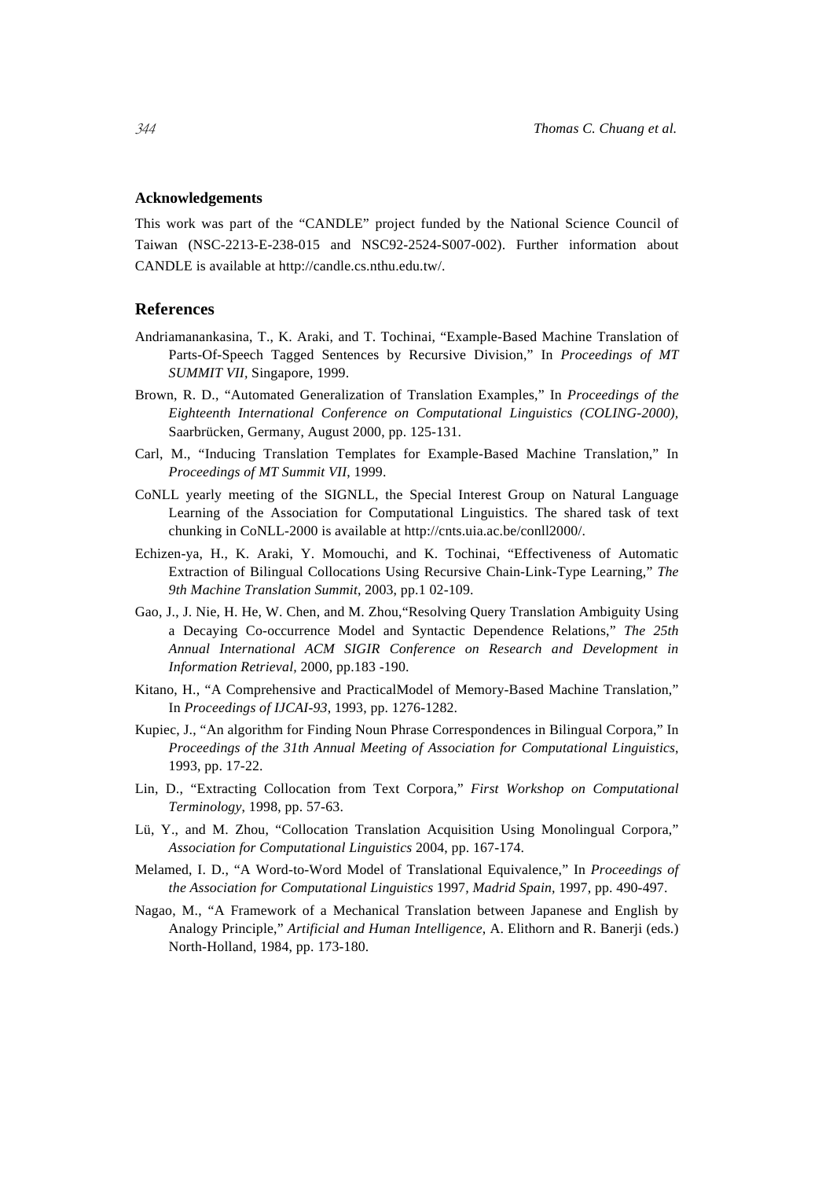### Acknowledgements

This work was part of the "CANDLE" project funded by the National Science Council of Taiwan (NSC-2213-E-238-015 and NSC92-2524-S007-002). Further information about CANDLE is available at http://candle.cs.nthu.edu.tw/.

## References

Andriamanankasina, T., K. Araki, and T. Tochinai, "Example-Based Machine Translation of Parts-Of-Speech Tagged Sentences by Recursive Division," In *Proceedings of MT SUMMIT VII*, Singapore, 1999.

Brown, R. D., "Automated Generalization of Translation Examples," In *Proceedings of the Eighteenth International Conference on Computational Linguistics (COLING-2000)*, Saarbrücken, Germany, August 2000, pp. 125-131.

Carl, M., "Inducing Translation Templates for Example-Based Machine Translation," In *Proceedings of MT Summit VII*, 1999.

CoNLL yearly meeting of the SIGNLL, the Special Interest Group on Natural Language Learning of the Association for Computational Linguistics. The shared task of text chunking in CoNLL-2000 is available at http://cnts.uia.ac.be/conll2000/.

Echizen-ya, H., K. Araki, Y. Momouchi, and K. Tochinai, "Effectiveness of Automatic Extraction of Bilingual Collocations Using Recursive Chain-Link-Type Learning," *The 9th Machine Translation Summit*, 2003, pp.1 02-109.

Gao, J., J. Nie, H. He, W. Chen, and M. Zhou,"Resolving Query Translation Ambiguity Using a Decaying Co-occurrence Model and Syntactic Dependence Relations," *The 25th Annual International ACM SIGIR Conference on Research and Development in Information Retrieval*, 2000, pp.183 -190.

Kitano, H., "A Comprehensive and PracticalModel of Memory-Based Machine Translation," In *Proceedings of IJCAI-93*, 1993, pp. 1276-1282.

Kupiec, J., "An algorithm for Finding Noun Phrase Correspondences in Bilingual Corpora," In *Proceedings of the 31th Annual Meeting of Association for Computational Linguistics*, 1993, pp. 17-22.

Lin, D., "Extracting Collocation from Text Corpora," *First Workshop on Computational Terminology*, 1998, pp. 57-63.

Lü, Y., and M. Zhou, "Collocation Translation Acquisition Using Monolingual Corpora," *Association for Computational Linguistics* 2004, pp. 167-174.

Melamed, I. D., "A Word-to-Word Model of Translational Equivalence," In *Proceedings of the Association for Computational Linguistics* 1997, *Madrid Spain*, 1997, pp. 490-497.

Nagao, M., "A Framework of a Mechanical Translation between Japanese and English by Analogy Principle," *Artificial and Human Intelligence*, A. Elithorn and R. Banerji (eds.) North-Holland, 1984, pp. 173-180.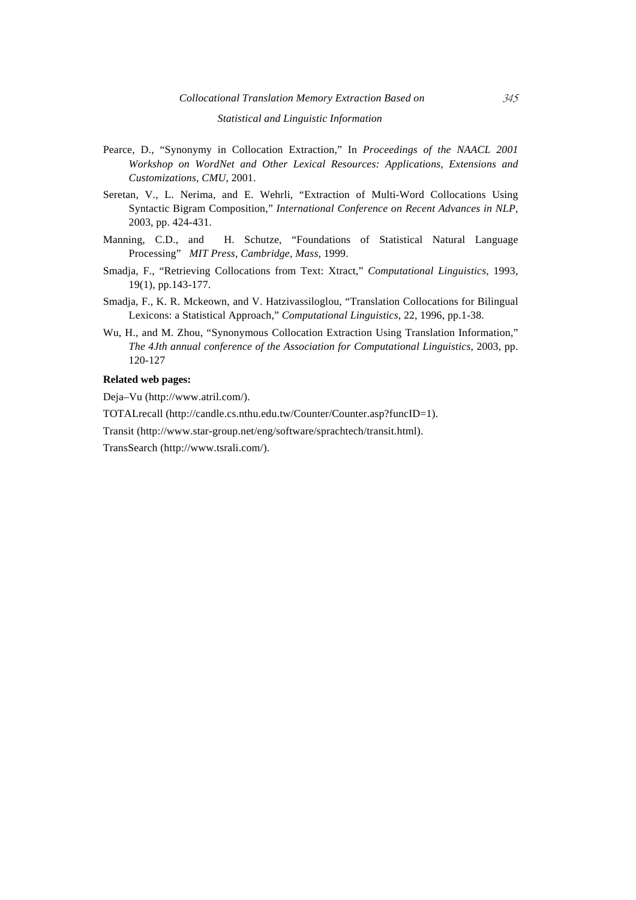Pearce, D., "Synonymy in Collocation Extraction," In *Proceedings of the NAACL 2001 Workshop on WordNet and Other Lexical Resources: Applications, Extensions and Customizations, CMU*, 2001.

Seretan, V., L. Nerima, and E. Wehrli, "Extraction of Multi-Word Collocations Using Syntactic Bigram Composition," *International Conference on Recent Advances in NLP*, 2003, pp. 424-431.

Manning, C.D., and H. Schutze, "Foundations of Statistical Natural Language Processing" *MIT Press, Cambridge, Mass,* 1999.

Smadja, F., "Retrieving Collocations from Text: Xtract," *Computational Linguistics*, 1993, 19(1), pp.143-177.

Smadja, F., K. R. Mckeown, and V. Hatzivassiloglou, "Translation Collocations for Bilingual Lexicons: a Statistical Approach," *Computational Linguistics*, 22, 1996, pp.1-38.

Wu, H., and M. Zhou, "Synonymous Collocation Extraction Using Translation Information," *The 4Jth annual conference of the Association for Computational Linguistics*, 2003, pp. 120-127

**Related web pages:**

Deja–Vu (http://www.atril.com/).

TOTALrecall (http://candle.cs.nthu.edu.tw/Counter/Counter.asp?funcID=1).

Transit (http://www.star-group.net/eng/software/sprachtech/transit.html).

TransSearch (http://www.tsrali.com/).